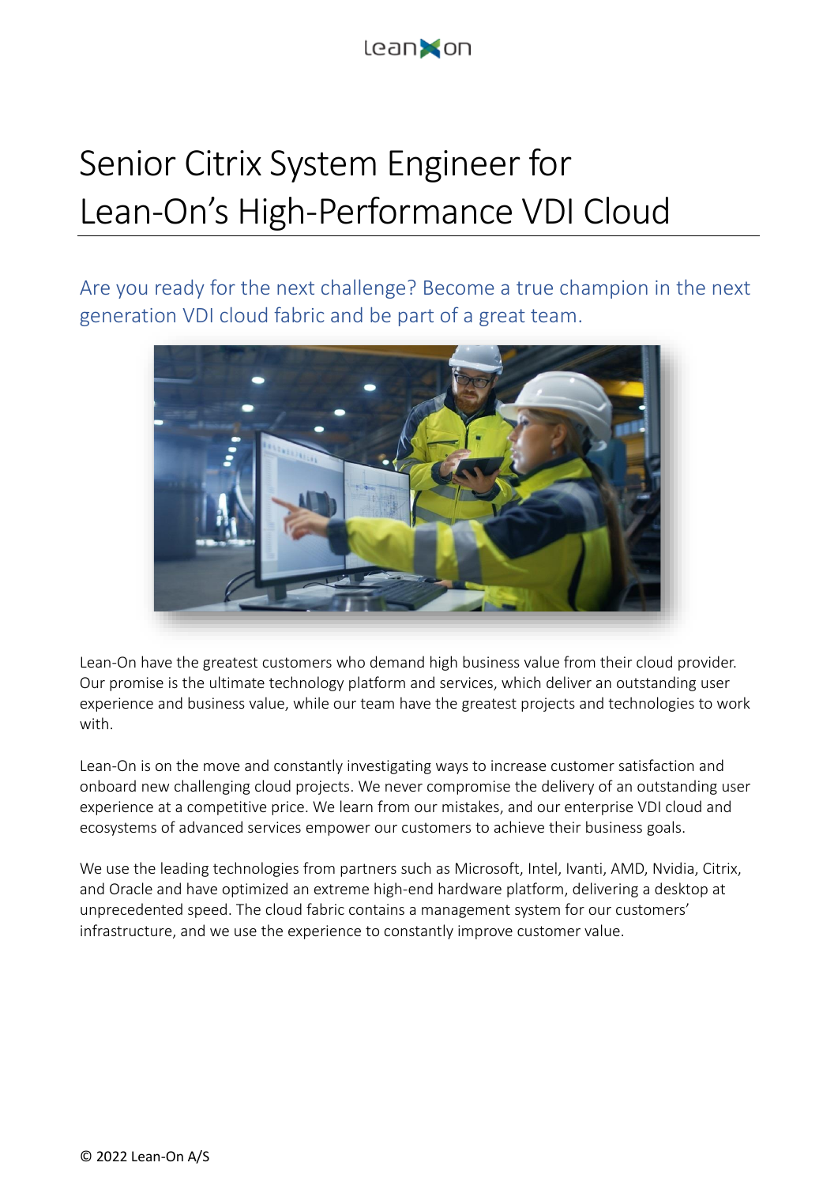# Senior Citrix System Engineer for Lean-On's High-Performance VDI Cloud

## Are you ready for the next challenge? Become a true champion in the next generation VDI cloud fabric and be part of a great team.

Lean-On have the greatest customers who demand high business value from their cloud provider. Our promise is the ultimate technology platform and services, which deliver an outstanding user experience and business value, while our team have the greatest projects and technologies to work with.

Lean-On is on the move and constantly investigating ways to increase customer satisfaction and onboard new challenging cloud projects. We never compromise the delivery of an outstanding user experience at a competitive price. We learn from our mistakes, and our enterprise VDI cloud and ecosystems of advanced services empower our customers to achieve their business goals.

We use the leading technologies from partners such as Microsoft, Intel, Ivanti, AMD, Nvidia, Citrix, and Oracle and have optimized an extreme high-end hardware platform, delivering a desktop at unprecedented speed. The cloud fabric contains a management system for our customers' infrastructure, and we use the experience to constantly improve customer value.

© 2022 Lean-On A/S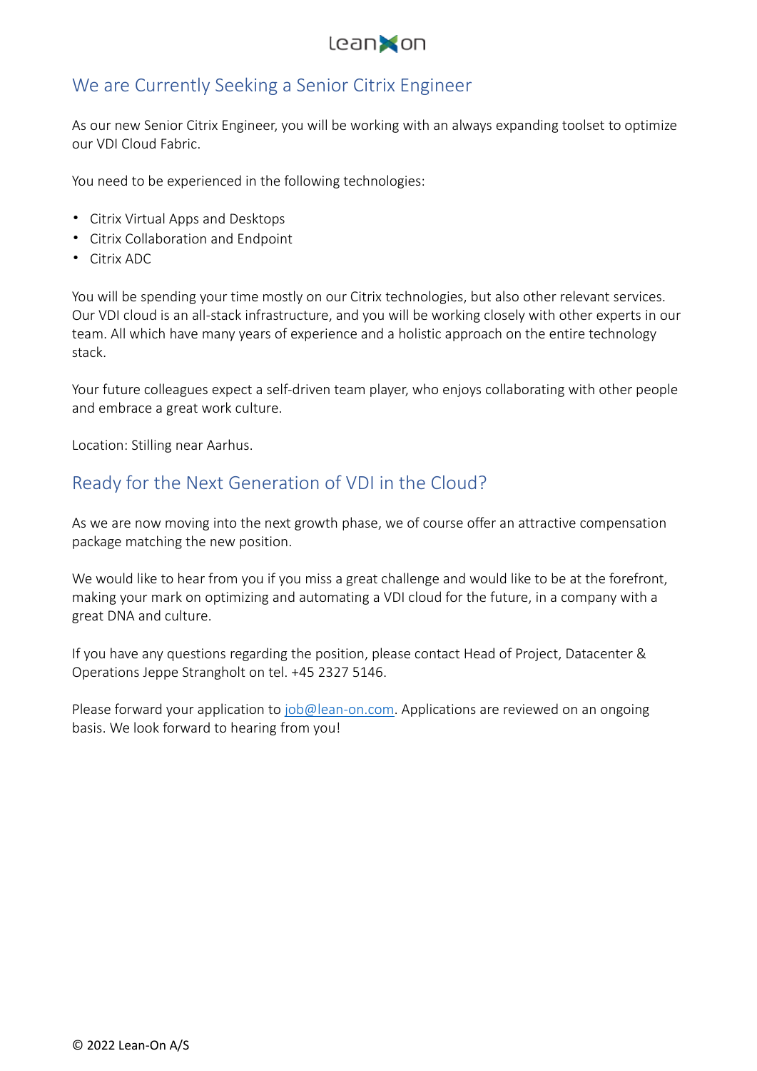## We are Currently Seeking a Senior Citrix Engineer

As our new Senior Citrix Engineer, you will be working with an always expanding toolset to optimize our VDI Cloud Fabric.

You need to be experienced in the following technologies:

- Citrix Virtual Apps and Desktops
- Citrix Collaboration and Endpoint
- Citrix ADC

You will be spending your time mostly on our Citrix technologies, but also other relevant services. Our VDI cloud is an all-stack infrastructure, and you will be working closely with other experts in our team. All which have many years of experience and a holistic approach on the entire technology stack.

Your future colleagues expect a self-driven team player, who enjoys collaborating with other people and embrace a great work culture.

Location: Stilling near Aarhus.

## Ready for the Next Generation of VDI in the Cloud?

As we are now moving into the next growth phase, we of course offer an attractive compensation package matching the new position.

We would like to hear from you if you miss a great challenge and would like to be at the forefront, making your mark on optimizing and automating a VDI cloud for the future, in a company with a great DNA and culture.

If you have any questions regarding the position, please contact Head of Project, Datacenter & Operations Jeppe Stranghólt on tel. +45 2327 5146.

Please forward your application to job@lean-on.com. Applications are reviewed on an ongoing basis. We look forward to hearing from you!

© 2022 Lean-On A/S